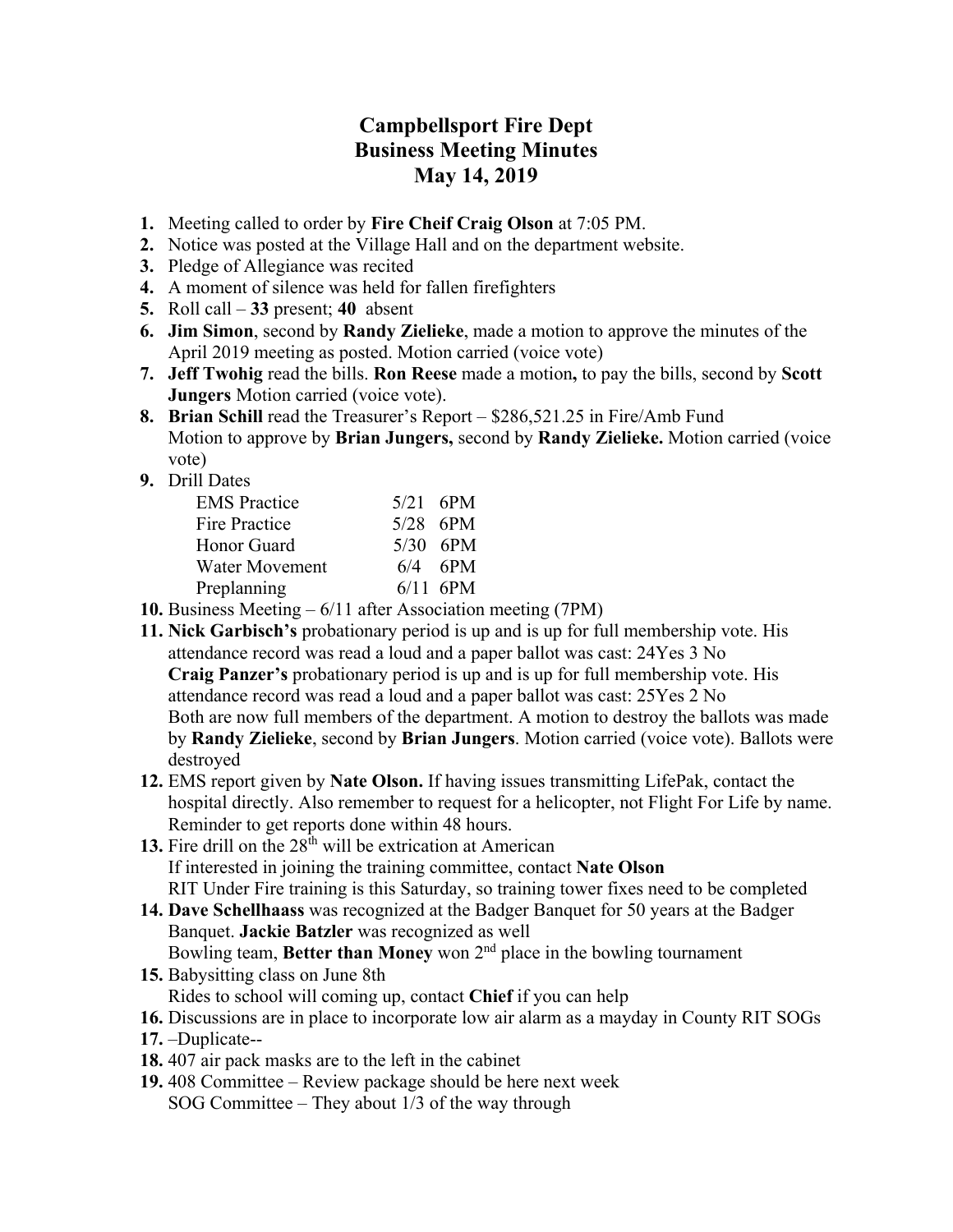# Campbellsport Fire Dept
# Business Meeting Minutes
# May 14, 2019

1. Meeting called to order by **Fire Cheif Craig Olson** at 7:05 PM.
2. Notice was posted at the Village Hall and on the department website.
3. Pledge of Allegiance was recited
4. A moment of silence was held for fallen firefighters
5. Roll call – **33** present; **40** absent
6. **Jim Simon**, second by **Randy Zielieke**, made a motion to approve the minutes of the April 2019 meeting as posted. Motion carried (voice vote)
7. **Jeff Twohig** read the bills. **Ron Reese** made a motion**,** to pay the bills, second by **Scott Jungers** Motion carried (voice vote).
8. **Brian Schill** read the Treasurer's Report – $286,521.25 in Fire/Amb Fund
   Motion to approve by **Brian Jungers,** second by **Randy Zielieke.** Motion carried (voice vote)
9. Drill Dates

   | | | |
   |---|---|---|
   | EMS Practice | 5/21 | 6PM |
   | Fire Practice | 5/28 | 6PM |
   | Honor Guard | 5/30 | 6PM |
   | Water Movement | 6/4 | 6PM |
   | Preplanning | 6/11 | 6PM |

10. Business Meeting – 6/11 after Association meeting (7PM)
11. **Nick Garbisch's** probationary period is up and is up for full membership vote. His attendance record was read a loud and a paper ballot was cast: 24Yes 3 No
    **Craig Panzer's** probationary period is up and is up for full membership vote. His attendance record was read a loud and a paper ballot was cast: 25Yes 2 No
    Both are now full members of the department. A motion to destroy the ballots was made by **Randy Zielieke**, second by **Brian Jungers**. Motion carried (voice vote). Ballots were destroyed
12. EMS report given by **Nate Olson.** If having issues transmitting LifePak, contact the hospital directly. Also remember to request for a helicopter, not Flight For Life by name. Reminder to get reports done within 48 hours.
13. Fire drill on the 28th will be extrication at American
    If interested in joining the training committee, contact **Nate Olson**
    RIT Under Fire training is this Saturday, so training tower fixes need to be completed
14. **Dave Schellhaass** was recognized at the Badger Banquet for 50 years at the Badger Banquet. **Jackie Batzler** was recognized as well
    Bowling team, **Better than Money** won 2nd place in the bowling tournament
15. Babysitting class on June 8th
    Rides to school will coming up, contact **Chief** if you can help
16. Discussions are in place to incorporate low air alarm as a mayday in County RIT SOGs
17. –Duplicate--
18. 407 air pack masks are to the left in the cabinet
19. 408 Committee – Review package should be here next week
    SOG Committee – They about 1/3 of the way through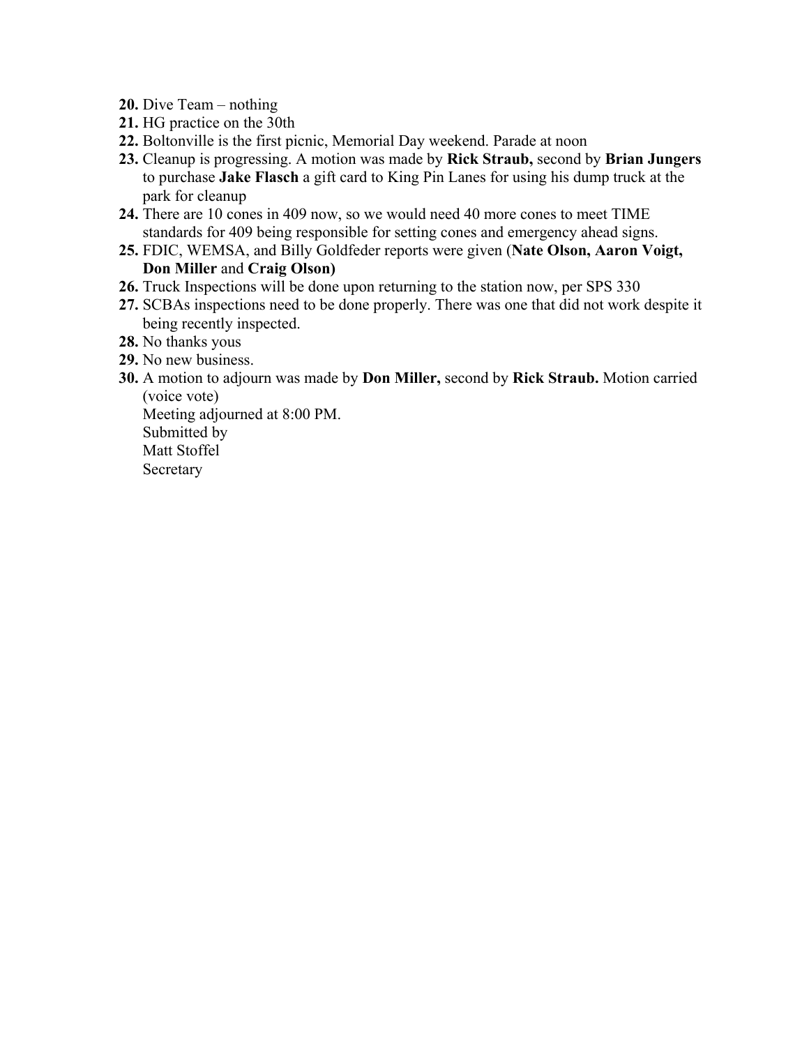**20.** Dive Team – nothing

**21.** HG practice on the 30th

**22.** Boltonville is the first picnic, Memorial Day weekend. Parade at noon

**23.** Cleanup is progressing. A motion was made by **Rick Straub,** second by **Brian Jungers** to purchase **Jake Flasch** a gift card to King Pin Lanes for using his dump truck at the park for cleanup

**24.** There are 10 cones in 409 now, so we would need 40 more cones to meet TIME standards for 409 being responsible for setting cones and emergency ahead signs.

**25.** FDIC, WEMSA, and Billy Goldfeder reports were given (**Nate Olson, Aaron Voigt, Don Miller** and **Craig Olson)**

**26.** Truck Inspections will be done upon returning to the station now, per SPS 330

**27.** SCBAs inspections need to be done properly. There was one that did not work despite it being recently inspected.

**28.** No thanks yous

**29.** No new business.

**30.** A motion to adjourn was made by **Don Miller,** second by **Rick Straub.** Motion carried (voice vote)

Meeting adjourned at 8:00 PM.

Submitted by
Matt Stoffel
Secretary